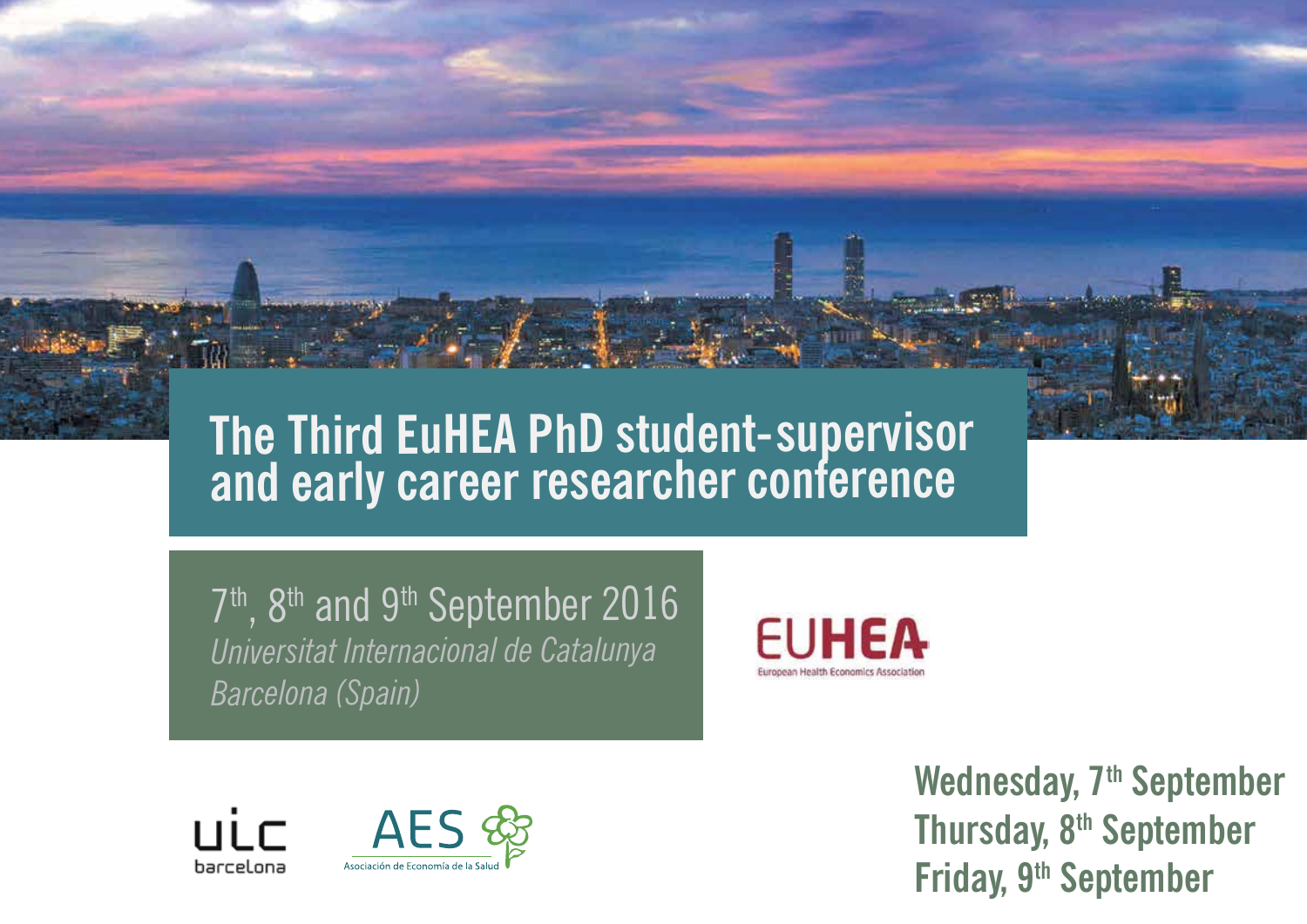# The Third EuHEA PhD student-supervisor and early career researcher conference

7th, 8th and 9th September 2016

*Universitat Internacional de Catalunya*

*Barcelona (Spain)*

EUHEA

European Health Economics Association

uic barcelona

AES Asociación de Economía de la Salud

**Wednesday, 7th September**

**Thursday, 8th September**

**Friday, 9th September**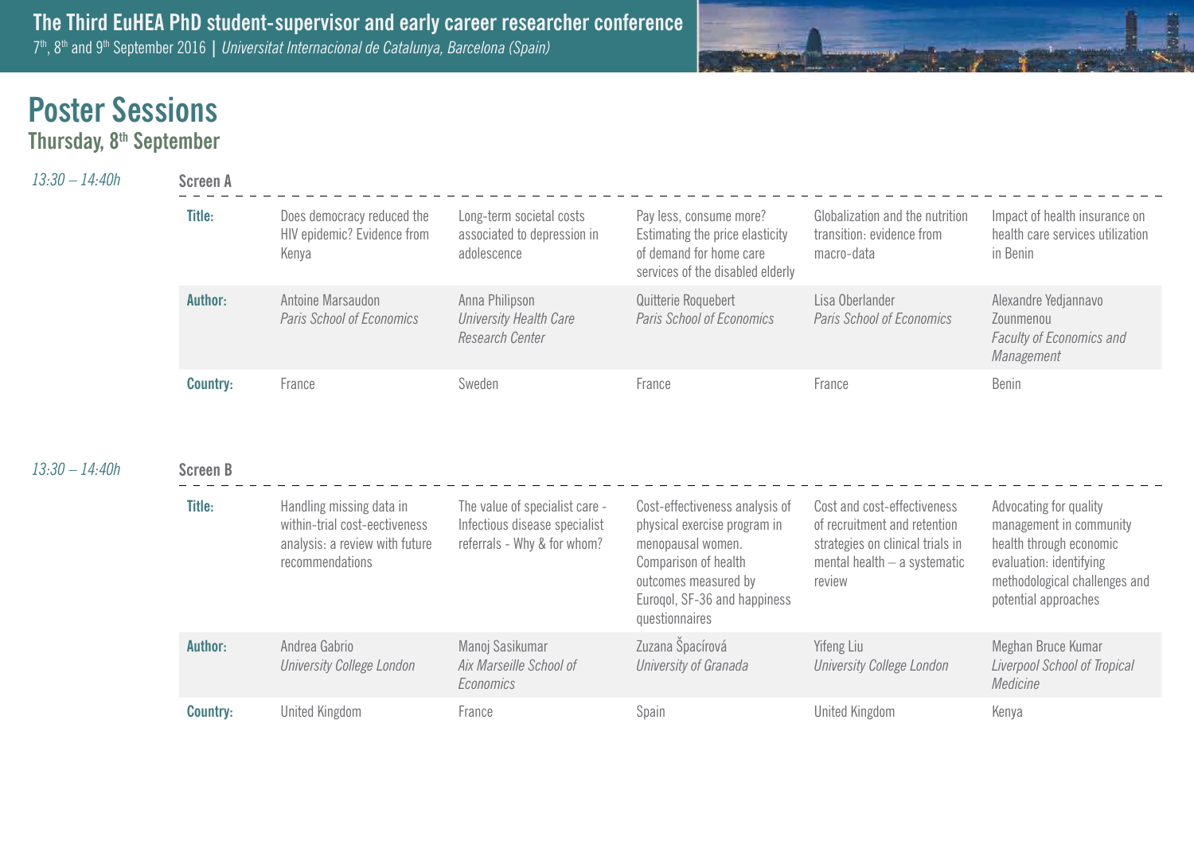# Poster Sessions

## Thursday, 8th September

*13:30 – 14:40h*

### Screen A

| | | | | | |
|---|---|---|---|---|---|
| **Title:** | Does democracy reduced the HIV epidemic? Evidence from Kenya | Long-term societal costs associated to depression in adolescence | Pay less, consume more? Estimating the price elasticity of demand for home care services of the disabled elderly | Globalization and the nutrition transition: evidence from macro-data | Impact of health insurance on health care services utilization in Benin |
| **Author:** | Antoine Marsaudon *Paris School of Economics* | Anna Philipson *University Health Care Research Center* | Quitterie Roquebert *Paris School of Economics* | Lisa Oberlander *Paris School of Economics* | Alexandre Yedjannavo Zounmenou *Faculty of Economics and Management* |
| **Country:** | France | Sweden | France | France | Benin |

*13:30 – 14:40h*

### Screen B

| | | | | | |
|---|---|---|---|---|---|
| **Title:** | Handling missing data in within-trial cost-eectiveness analysis: a review with future recommendations | The value of specialist care - Infectious disease specialist referrals - Why & for whom? | Cost-effectiveness analysis of physical exercise program in menopausal women. Comparison of health outcomes measured by Euroqol, SF-36 and happiness questionnaires | Cost and cost-effectiveness of recruitment and retention strategies on clinical trials in mental health – a systematic review | Advocating for quality management in community health through economic evaluation: identifying methodological challenges and potential approaches |
| **Author:** | Andrea Gabrio *University College London* | Manoj Sasikumar *Aix Marseille School of Economics* | Zuzana Špacírová *University of Granada* | Yifeng Liu *University College London* | Meghan Bruce Kumar *Liverpool School of Tropical Medicine* |
| **Country:** | United Kingdom | France | Spain | United Kingdom | Kenya |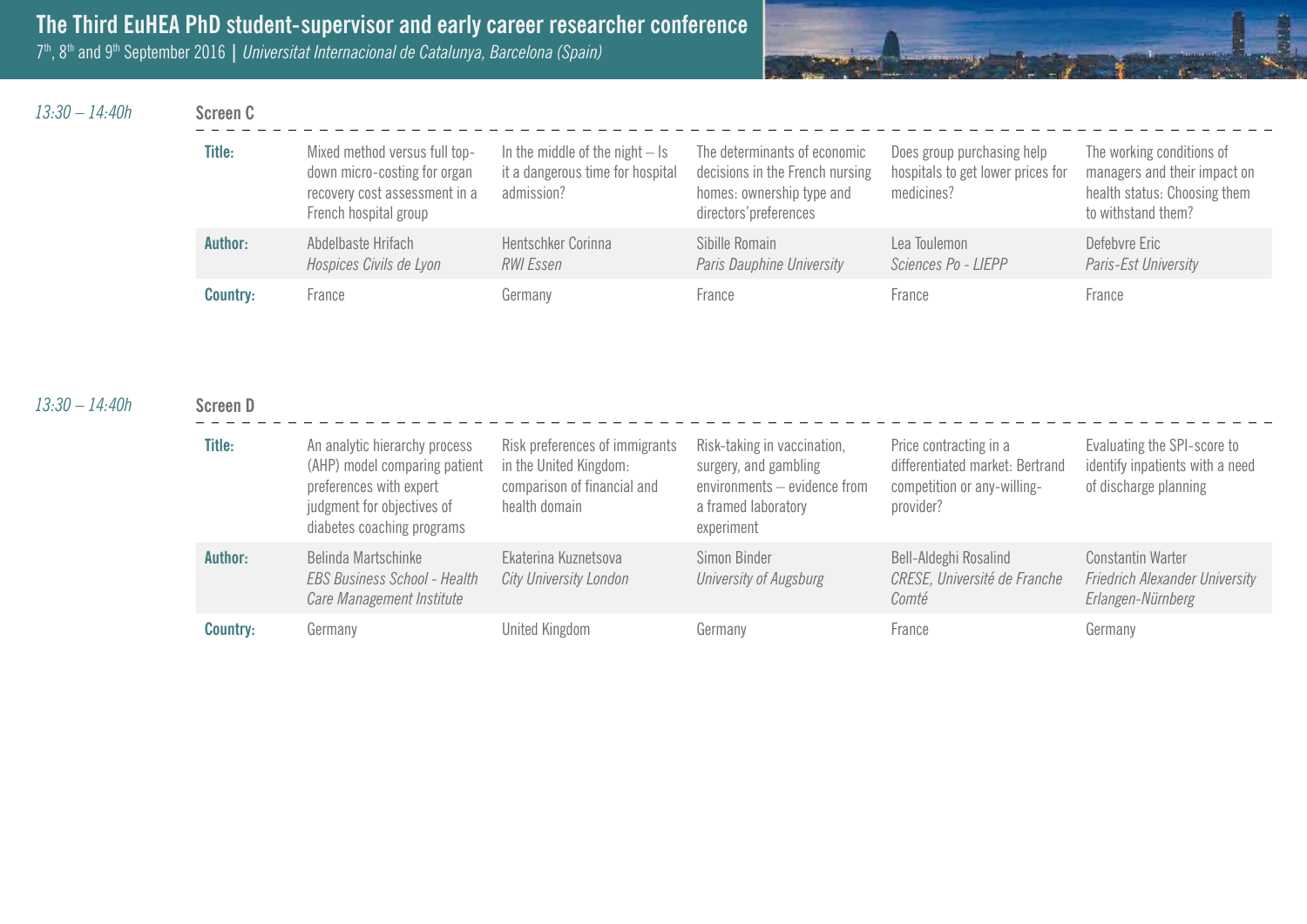13:30 – 14:40h

## Screen C

| | | | | | |
|---|---|---|---|---|---|
| **Title:** | Mixed method versus full top-down micro-costing for organ recovery cost assessment in a French hospital group | In the middle of the night – Is it a dangerous time for hospital admission? | The determinants of economic decisions in the French nursing homes: ownership type and directors'preferences | Does group purchasing help hospitals to get lower prices for medicines? | The working conditions of managers and their impact on health status: Choosing them to withstand them? |
| **Author:** | Abdelbaste Hrifach *Hospices Civils de Lyon* | Hentschker Corinna *RWI Essen* | Sibille Romain *Paris Dauphine University* | Lea Toulemon *Sciences Po - LIEPP* | Defebvre Eric *Paris-Est University* |
| **Country:** | France | Germany | France | France | France |

13:30 – 14:40h

## Screen D

| | | | | | |
|---|---|---|---|---|---|
| **Title:** | An analytic hierarchy process (AHP) model comparing patient preferences with expert judgment for objectives of diabetes coaching programs | Risk preferences of immigrants in the United Kingdom: comparison of financial and health domain | Risk-taking in vaccination, surgery, and gambling environments – evidence from a framed laboratory experiment | Price contracting in a differentiated market: Bertrand competition or any-willing-provider? | Evaluating the SPI-score to identify inpatients with a need of discharge planning |
| **Author:** | Belinda Martschinke *EBS Business School - Health Care Management Institute* | Ekaterina Kuznetsova *City University London* | Simon Binder *University of Augsburg* | Bell-Aldeghi Rosalind *CRESE, Université de Franche Comté* | Constantin Warter *Friedrich Alexander University Erlangen-Nürnberg* |
| **Country:** | Germany | United Kingdom | Germany | France | Germany |